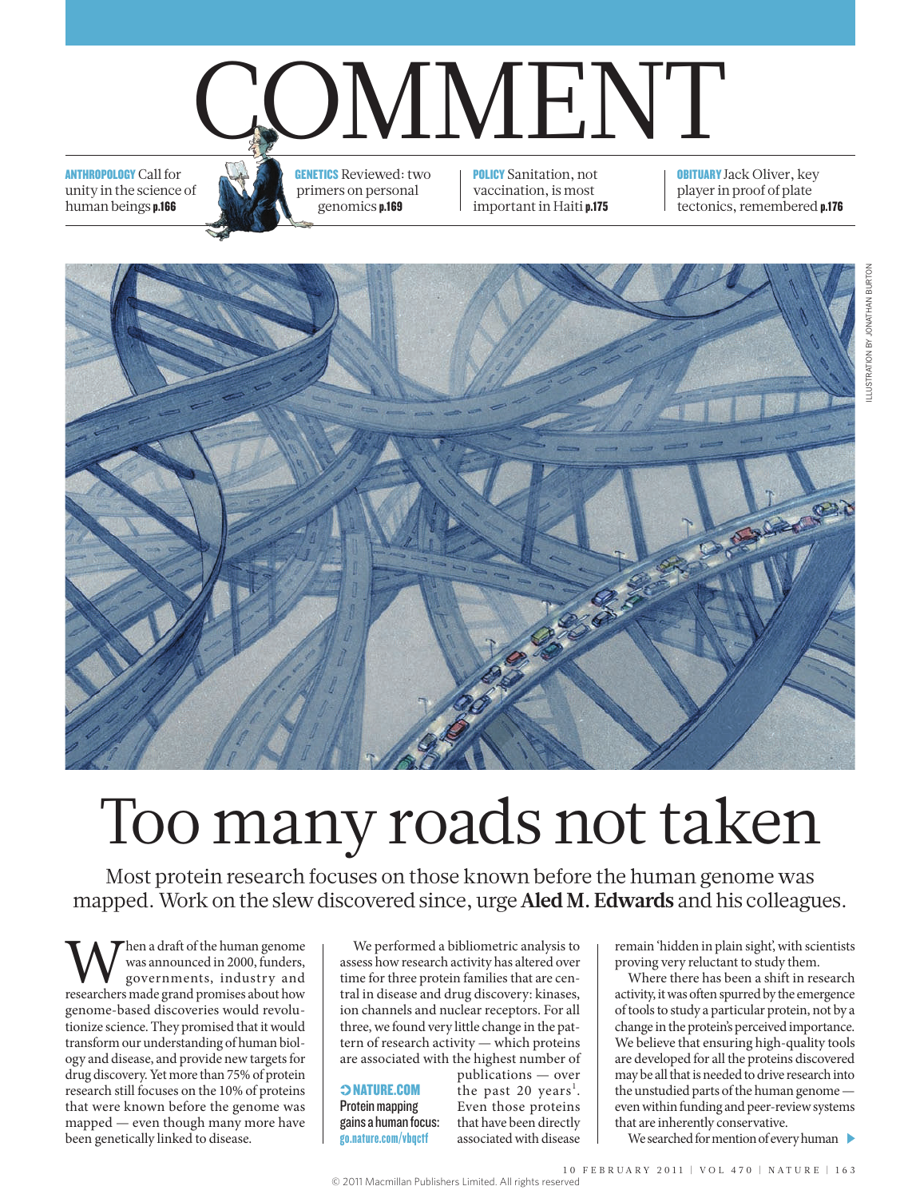# COMMENT

**ANTHROPOLOGY** Call for unity in the science of human beings **p.166**

**GENETICS** Reviewed: two primers on personal genomics **p.169**

**POLICY** Sanitation, not vaccination, is most important in Haiti **p.175**

**OBITUARY** Jack Oliver, key player in proof of plate tectonics, remembered **p.176**

ILLUSTRATION BY JONATHAN BURTON

# Too many roads not taken

Most protein research focuses on those known before the human genome was mapped. Work on the slew discovered since, urge **Aled M. Edwards** and his colleagues.

When a draft of the human genome was announced in 2000, funders, governments, industry and researchers made grand promises about how genome-based discoveries would revolutionize science. They promised that it would transform our understanding of human biology and disease, and provide new targets for drug discovery. Yet more than 75% of protein research still focuses on the 10% of proteins that were known before the genome was mapped — even though many more have been genetically linked to disease.

We performed a bibliometric analysis to assess how research activity has altered over time for three protein families that are central in disease and drug discovery: kinases, ion channels and nuclear receptors. For all three, we found very little change in the pattern of research activity — which proteins are associated with the highest number of publications — over the past 20 years[1]. Even those proteins that have been directly associated with disease remain 'hidden in plain sight', with scientists proving very reluctant to study them.

**➲ NATURE.COM**
Protein mapping gains a human focus:
go.nature.com/vbqctf

Where there has been a shift in research activity, it was often spurred by the emergence of tools to study a particular protein, not by a change in the protein's perceived importance. We believe that ensuring high-quality tools are developed for all the proteins discovered may be all that is needed to drive research into the unstudied parts of the human genome — even within funding and peer-review systems that are inherently conservative.

We searched for mention of every human ▶

© 2011 Macmillan Publishers Limited. All rights reserved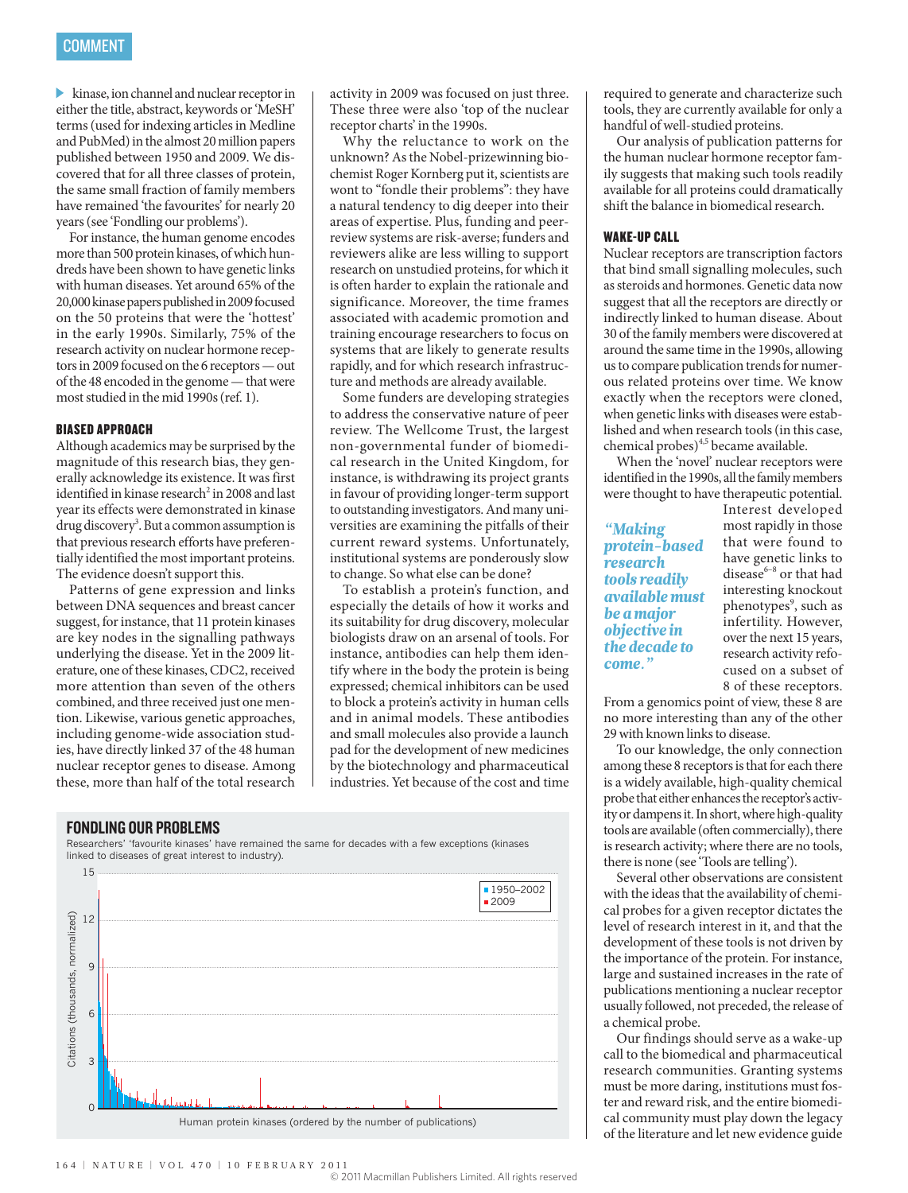kinase, ion channel and nuclear receptor in either the title, abstract, keywords or 'MeSH' terms (used for indexing articles in Medline and PubMed) in the almost 20 million papers published between 1950 and 2009. We discovered that for all three classes of protein, the same small fraction of family members have remained 'the favourites' for nearly 20 years (see 'Fondling our problems').

For instance, the human genome encodes more than 500 protein kinases, of which hundreds have been shown to have genetic links with human diseases. Yet around 65% of the 20,000 kinase papers published in 2009 focused on the 50 proteins that were the 'hottest' in the early 1990s. Similarly, 75% of the research activity on nuclear hormone receptors in 2009 focused on the 6 receptors — out of the 48 encoded in the genome — that were most studied in the mid 1990s (ref. 1).

### BIASED APPROACH

Although academics may be surprised by the magnitude of this research bias, they generally acknowledge its existence. It was first identified in kinase research[2] in 2008 and last year its effects were demonstrated in kinase drug discovery[3]. But a common assumption is that previous research efforts have preferentially identified the most important proteins. The evidence doesn't support this.

Patterns of gene expression and links between DNA sequences and breast cancer suggest, for instance, that 11 protein kinases are key nodes in the signalling pathways underlying the disease. Yet in the 2009 literature, one of these kinases, CDC2, received more attention than seven of the others combined, and three received just one mention. Likewise, various genetic approaches, including genome-wide association studies, have directly linked 37 of the 48 human nuclear receptor genes to disease. Among these, more than half of the total research activity in 2009 was focused on just three. These three were also 'top of the nuclear receptor charts' in the 1990s.

Why the reluctance to work on the unknown? As the Nobel-prizewinning biochemist Roger Kornberg put it, scientists are wont to "fondle their problems": they have a natural tendency to dig deeper into their areas of expertise. Plus, funding and peer-review systems are risk-averse; funders and reviewers alike are less willing to support research on unstudied proteins, for which it is often harder to explain the rationale and significance. Moreover, the time frames associated with academic promotion and training encourage researchers to focus on systems that are likely to generate results rapidly, and for which research infrastructure and methods are already available.

Some funders are developing strategies to address the conservative nature of peer review. The Wellcome Trust, the largest non-governmental funder of biomedical research in the United Kingdom, for instance, is withdrawing its project grants in favour of providing longer-term support to outstanding investigators. And many universities are examining the pitfalls of their current reward systems. Unfortunately, institutional systems are ponderously slow to change. So what else can be done?

To establish a protein's function, and especially the details of how it works and its suitability for drug discovery, molecular biologists draw on an arsenal of tools. For instance, antibodies can help them identify where in the body the protein is being expressed; chemical inhibitors can be used to block a protein's activity in human cells and in animal models. These antibodies and small molecules also provide a launch pad for the development of new medicines by the biotechnology and pharmaceutical industries. Yet because of the cost and time required to generate and characterize such tools, they are currently available for only a handful of well-studied proteins.

Our analysis of publication patterns for the human nuclear hormone receptor family suggests that making such tools readily available for all proteins could dramatically shift the balance in biomedical research.

### WAKE-UP CALL

Nuclear receptors are transcription factors that bind small signalling molecules, such as steroids and hormones. Genetic data now suggest that all the receptors are directly or indirectly linked to human disease. About 30 of the family members were discovered at around the same time in the 1990s, allowing us to compare publication trends for numerous related proteins over time. We know exactly when the receptors were cloned, when genetic links with diseases were established and when research tools (in this case, chemical probes)[4,5] became available.

When the 'novel' nuclear receptors were identified in the 1990s, all the family members were thought to have therapeutic potential. Interest developed most rapidly in those that were found to have genetic links to disease[6–8] or that had interesting knockout phenotypes[9], such as infertility. However, over the next 15 years, research activity refocused on a subset of 8 of these receptors. From a genomics point of view, these 8 are no more interesting than any of the other 29 with known links to disease.

*"Making protein-based research tools readily available must be a major objective in the decade to come."*

To our knowledge, the only connection among these 8 receptors is that for each there is a widely available, high-quality chemical probe that either enhances the receptor's activity or dampens it. In short, where high-quality tools are available (often commercially), there is research activity; where there are no tools, there is none (see 'Tools are telling').

Several other observations are consistent with the ideas that the availability of chemical probes for a given receptor dictates the level of research interest in it, and that the development of these tools is not driven by the importance of the protein. For instance, large and sustained increases in the rate of publications mentioning a nuclear receptor usually followed, not preceded, the release of a chemical probe.

Our findings should serve as a wake-up call to the biomedical and pharmaceutical research communities. Granting systems must be more daring, institutions must foster and reward risk, and the entire biomedical community must play down the legacy of the literature and let new evidence guide

**FONDLING OUR PROBLEMS**

Researchers' 'favourite kinases' have remained the same for decades with a few exceptions (kinases linked to diseases of great interest to industry).

Citations (thousands, normalized)
15
12
9
6
3
0
1950–2002
2009
Human protein kinases (ordered by the number of publications)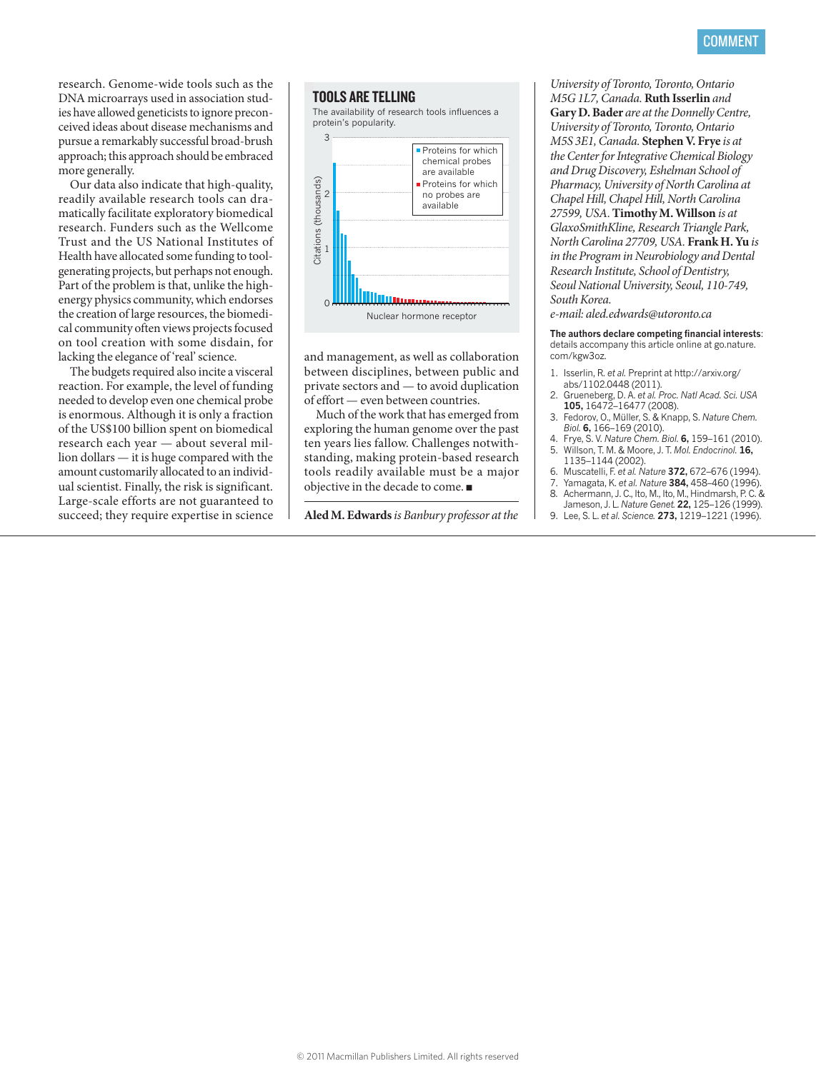research. Genome-wide tools such as the DNA microarrays used in association studies have allowed geneticists to ignore preconceived ideas about disease mechanisms and pursue a remarkably successful broad-brush approach; this approach should be embraced more generally.

Our data also indicate that high-quality, readily available research tools can dramatically facilitate exploratory biomedical research. Funders such as the Wellcome Trust and the US National Institutes of Health have allocated some funding to tool-generating projects, but perhaps not enough. Part of the problem is that, unlike the high-energy physics community, which endorses the creation of large resources, the biomedical community often views projects focused on tool creation with some disdain, for lacking the elegance of 'real' science.

The budgets required also incite a visceral reaction. For example, the level of funding needed to develop even one chemical probe is enormous. Although it is only a fraction of the US$100 billion spent on biomedical research each year — about several million dollars — it is huge compared with the amount customarily allocated to an individual scientist. Finally, the risk is significant. Large-scale efforts are not guaranteed to succeed; they require expertise in science and management, as well as collaboration between disciplines, between public and private sectors and — to avoid duplication of effort — even between countries.

Much of the work that has emerged from exploring the human genome over the past ten years lies fallow. Challenges notwithstanding, making protein-based research tools readily available must be a major objective in the decade to come. ■

**TOOLS ARE TELLING**

The availability of research tools influences a protein's popularity.

Citations (thousands)
3
2
1
0
Proteins for which chemical probes are available
Proteins for which no probes are available
Nuclear hormone receptor

**Aled M. Edwards** *is Banbury professor at the University of Toronto, Toronto, Ontario M5G 1L7, Canada.* **Ruth Isserlin** *and* **Gary D. Bader** *are at the Donnelly Centre, University of Toronto, Toronto, Ontario M5S 3E1, Canada.* **Stephen V. Frye** *is at the Center for Integrative Chemical Biology and Drug Discovery, Eshelman School of Pharmacy, University of North Carolina at Chapel Hill, Chapel Hill, North Carolina 27599, USA.* **Timothy M. Willson** *is at GlaxoSmithKline, Research Triangle Park, North Carolina 27709, USA.* **Frank H. Yu** *is in the Program in Neurobiology and Dental Research Institute, School of Dentistry, Seoul National University, Seoul, 110-749, South Korea.*
*e-mail: aled.edwards@utoronto.ca*

**The authors declare competing financial interests**: details accompany this article online at go.nature.com/kgw3oz.

1. Isserlin, R. *et al.* Preprint at http://arxiv.org/abs/1102.0448 (2011).
2. Grueneberg, D. A. *et al. Proc. Natl Acad. Sci. USA* **105,** 16472–16477 (2008).
3. Fedorov, O., Müller, S. & Knapp, S. *Nature Chem. Biol.* **6,** 166–169 (2010).
4. Frye, S. V. *Nature Chem. Biol.* **6,** 159–161 (2010).
5. Willson, T. M. & Moore, J. T. *Mol. Endocrinol.* **16,** 1135–1144 (2002).
6. Muscatelli, F. *et al. Nature* **372,** 672–676 (1994).
7. Yamagata, K. *et al. Nature* **384,** 458–460 (1996).
8. Achermann, J. C., Ito, M., Ito, M., Hindmarsh, P. C. & Jameson, J. L. *Nature Genet.* **22,** 125–126 (1999).
9. Lee, S. L. *et al. Science.* **273,** 1219–1221 (1996).